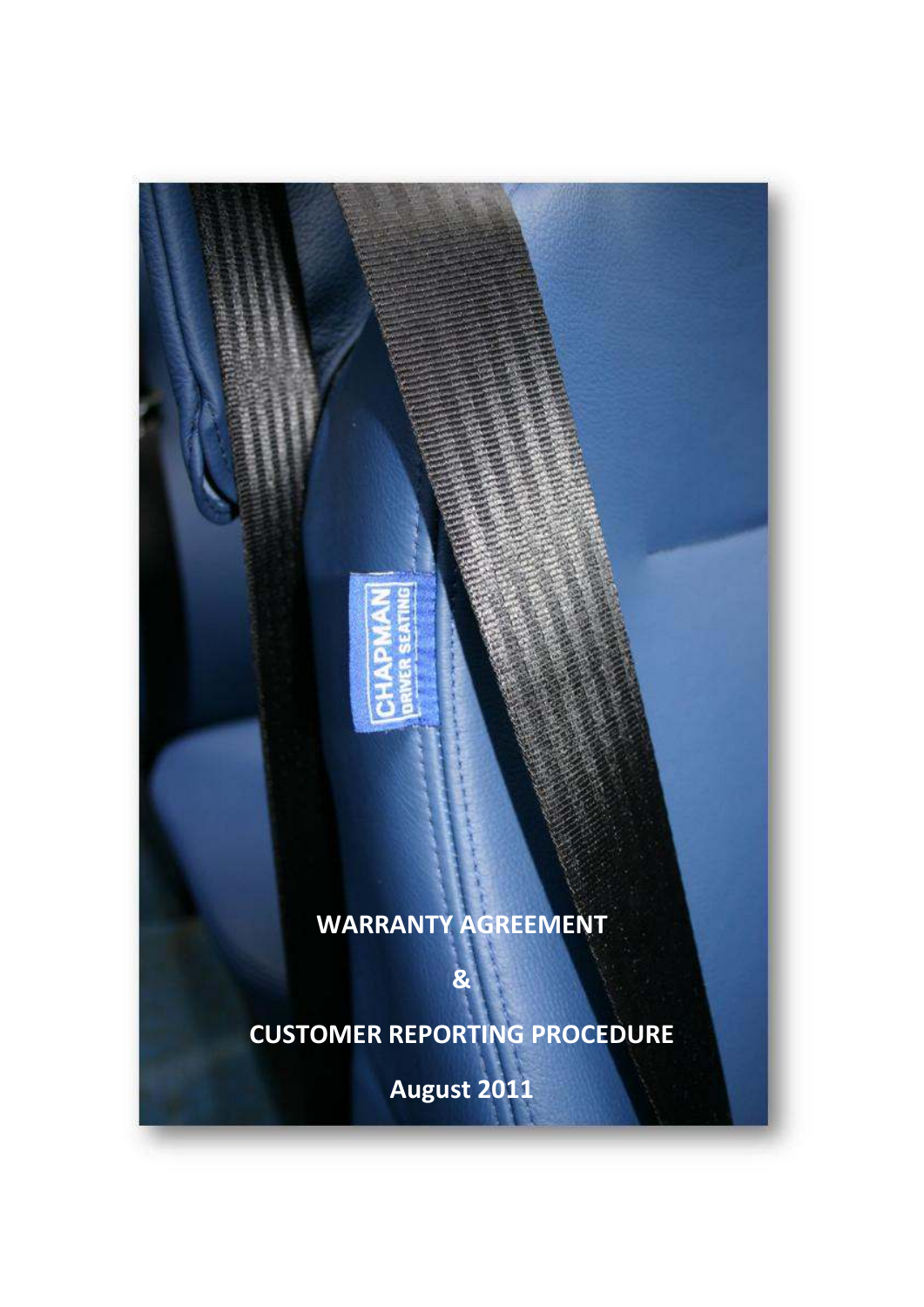**WARRANTY AGREEMENT**

**&**

**CUSTOMER REPORTING PROCEDURE**

**August 2011**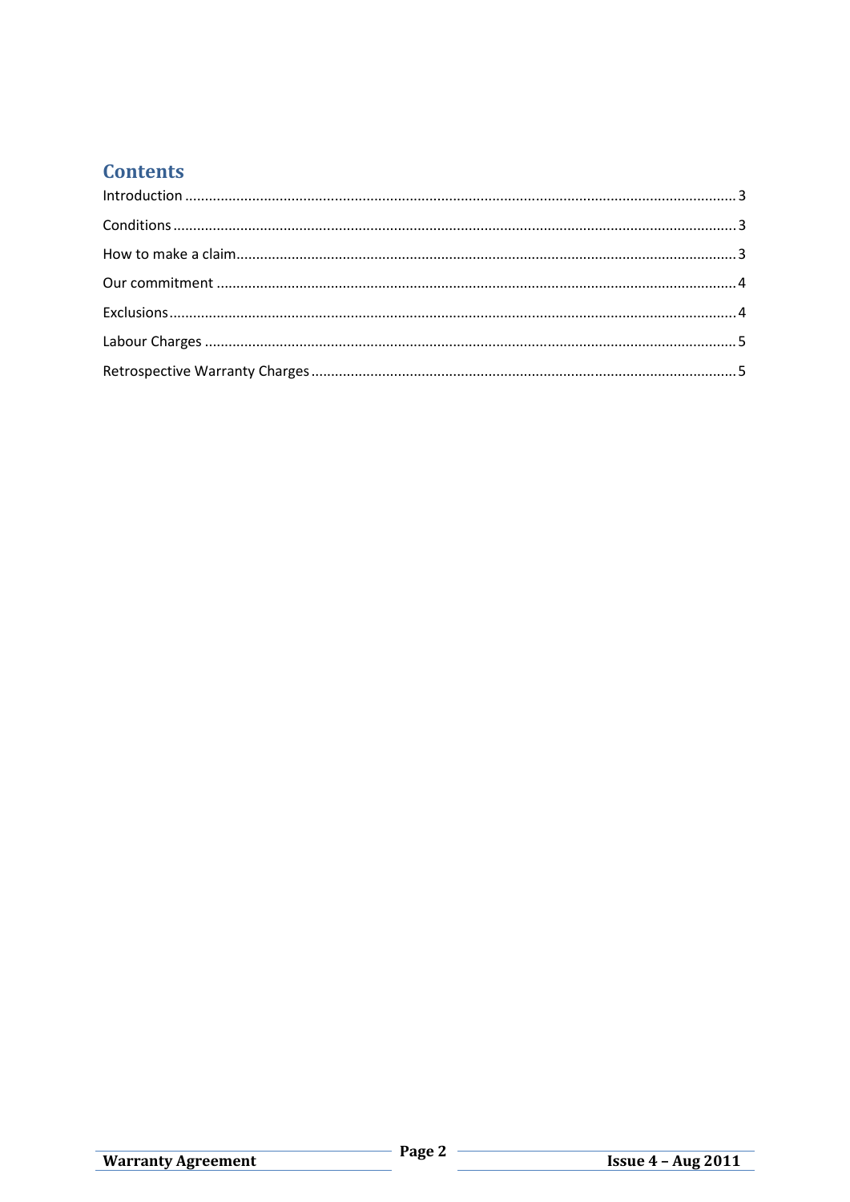## Contents

Introduction ........................................................................................................................................ 3

Conditions ........................................................................................................................................... 3

How to make a claim ............................................................................................................................ 3

Our commitment .................................................................................................................................. 4

Exclusions ............................................................................................................................................ 4

Labour Charges ..................................................................................................................................... 5

Retrospective Warranty Charges .......................................................................................................... 5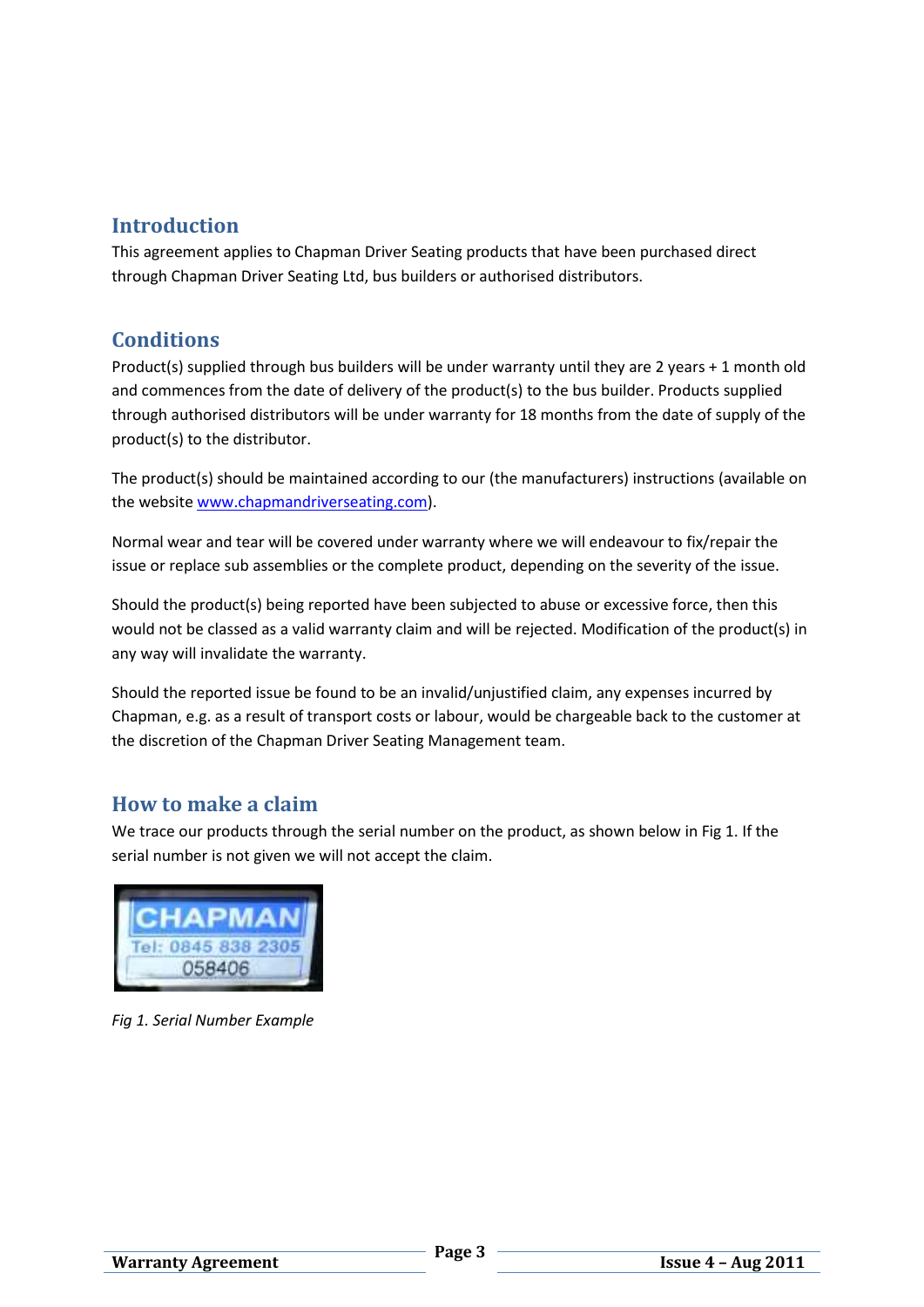## Introduction

This agreement applies to Chapman Driver Seating products that have been purchased direct through Chapman Driver Seating Ltd, bus builders or authorised distributors.

## Conditions

Product(s) supplied through bus builders will be under warranty until they are 2 years + 1 month old and commences from the date of delivery of the product(s) to the bus builder. Products supplied through authorised distributors will be under warranty for 18 months from the date of supply of the product(s) to the distributor.

The product(s) should be maintained according to our (the manufacturers) instructions (available on the website [www.chapmandriverseating.com](http://www.chapmandriverseating.com)).

Normal wear and tear will be covered under warranty where we will endeavour to fix/repair the issue or replace sub assemblies or the complete product, depending on the severity of the issue.

Should the product(s) being reported have been subjected to abuse or excessive force, then this would not be classed as a valid warranty claim and will be rejected. Modification of the product(s) in any way will invalidate the warranty.

Should the reported issue be found to be an invalid/unjustified claim, any expenses incurred by Chapman, e.g. as a result of transport costs or labour, would be chargeable back to the customer at the discretion of the Chapman Driver Seating Management team.

## How to make a claim

We trace our products through the serial number on the product, as shown below in Fig 1. If the serial number is not given we will not accept the claim.

CHAPMAN
Tel: 0845 838 2305
058406

*Fig 1. Serial Number Example*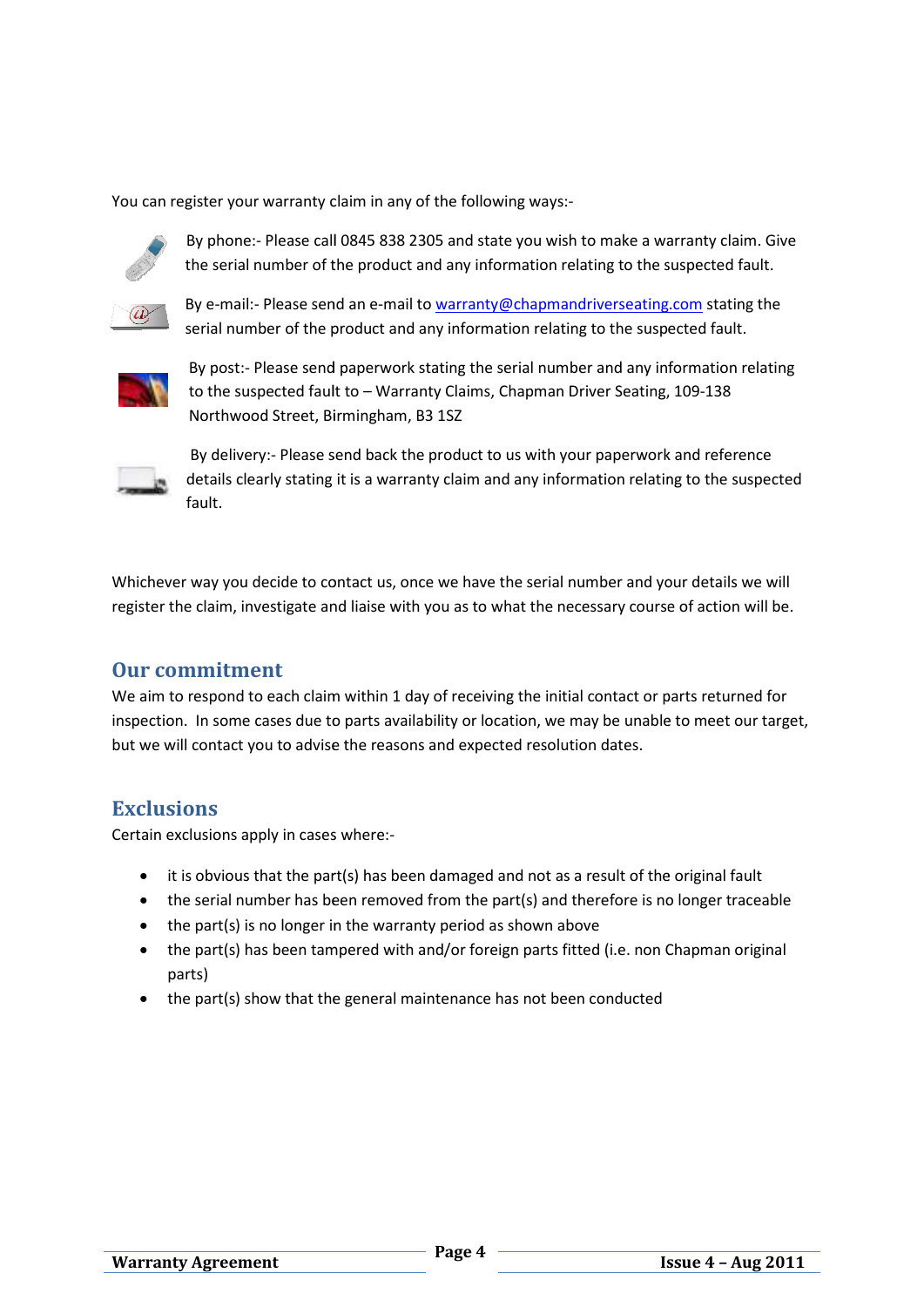You can register your warranty claim in any of the following ways:-

By phone:- Please call 0845 838 2305 and state you wish to make a warranty claim. Give the serial number of the product and any information relating to the suspected fault.

By e-mail:- Please send an e-mail to warranty@chapmandriverseating.com stating the serial number of the product and any information relating to the suspected fault.

By post:- Please send paperwork stating the serial number and any information relating to the suspected fault to – Warranty Claims, Chapman Driver Seating, 109-138 Northwood Street, Birmingham, B3 1SZ

By delivery:- Please send back the product to us with your paperwork and reference details clearly stating it is a warranty claim and any information relating to the suspected fault.

Whichever way you decide to contact us, once we have the serial number and your details we will register the claim, investigate and liaise with you as to what the necessary course of action will be.

## Our commitment

We aim to respond to each claim within 1 day of receiving the initial contact or parts returned for inspection. In some cases due to parts availability or location, we may be unable to meet our target, but we will contact you to advise the reasons and expected resolution dates.

## Exclusions

Certain exclusions apply in cases where:-

- it is obvious that the part(s) has been damaged and not as a result of the original fault
- the serial number has been removed from the part(s) and therefore is no longer traceable
- the part(s) is no longer in the warranty period as shown above
- the part(s) has been tampered with and/or foreign parts fitted (i.e. non Chapman original parts)
- the part(s) show that the general maintenance has not been conducted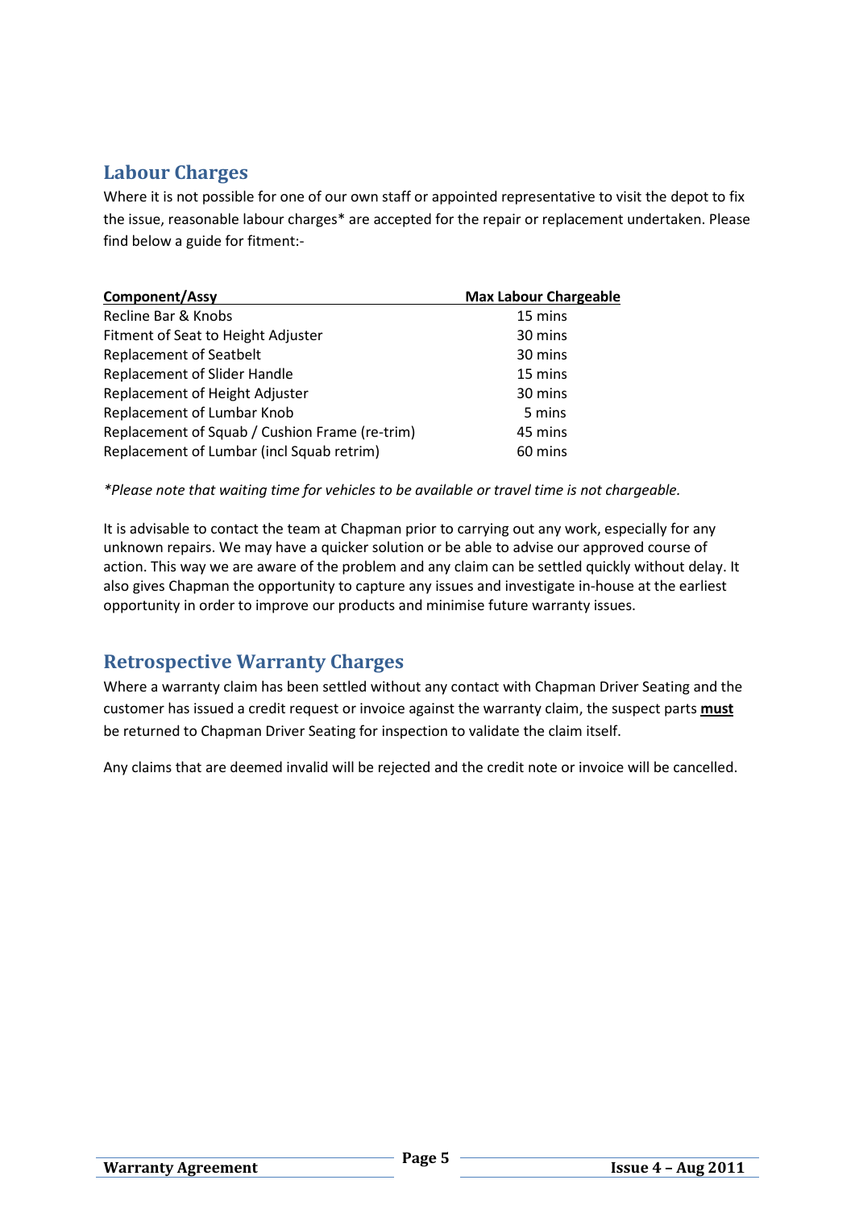## Labour Charges

Where it is not possible for one of our own staff or appointed representative to visit the depot to fix the issue, reasonable labour charges* are accepted for the repair or replacement undertaken. Please find below a guide for fitment:-

| Component/Assy | Max Labour Chargeable |
|---|---|
| Recline Bar & Knobs | 15 mins |
| Fitment of Seat to Height Adjuster | 30 mins |
| Replacement of Seatbelt | 30 mins |
| Replacement of Slider Handle | 15 mins |
| Replacement of Height Adjuster | 30 mins |
| Replacement of Lumbar Knob | 5 mins |
| Replacement of Squab / Cushion Frame (re-trim) | 45 mins |
| Replacement of Lumbar (incl Squab retrim) | 60 mins |

*\*Please note that waiting time for vehicles to be available or travel time is not chargeable.*

It is advisable to contact the team at Chapman prior to carrying out any work, especially for any unknown repairs. We may have a quicker solution or be able to advise our approved course of action. This way we are aware of the problem and any claim can be settled quickly without delay. It also gives Chapman the opportunity to capture any issues and investigate in-house at the earliest opportunity in order to improve our products and minimise future warranty issues.

## Retrospective Warranty Charges

Where a warranty claim has been settled without any contact with Chapman Driver Seating and the customer has issued a credit request or invoice against the warranty claim, the suspect parts **must** be returned to Chapman Driver Seating for inspection to validate the claim itself.

Any claims that are deemed invalid will be rejected and the credit note or invoice will be cancelled.